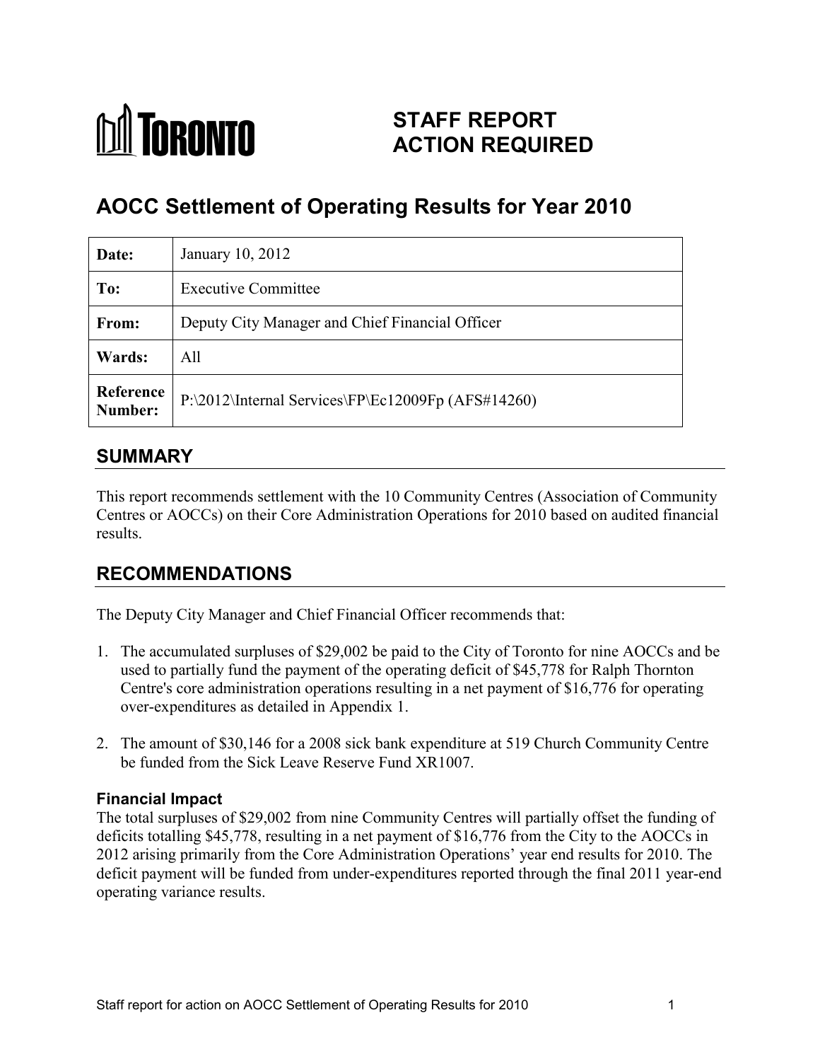# STAFF REPORT ACTION REQUIRED

# AOCC Settlement of Operating Results for Year 2010

| **Date:** | January 10, 2012 |
|---|---|
| **To:** | Executive Committee |
| **From:** | Deputy City Manager and Chief Financial Officer |
| **Wards:** | All |
| **Reference Number:** | P:\2012\Internal Services\FP\Ec12009Fp (AFS#14260) |

## SUMMARY

This report recommends settlement with the 10 Community Centres (Association of Community Centres or AOCCs) on their Core Administration Operations for 2010 based on audited financial results.

## RECOMMENDATIONS

The Deputy City Manager and Chief Financial Officer recommends that:

1. The accumulated surpluses of $29,002 be paid to the City of Toronto for nine AOCCs and be used to partially fund the payment of the operating deficit of $45,778 for Ralph Thornton Centre's core administration operations resulting in a net payment of $16,776 for operating over-expenditures as detailed in Appendix 1.

2. The amount of $30,146 for a 2008 sick bank expenditure at 519 Church Community Centre be funded from the Sick Leave Reserve Fund XR1007.

### Financial Impact

The total surpluses of $29,002 from nine Community Centres will partially offset the funding of deficits totalling $45,778, resulting in a net payment of $16,776 from the City to the AOCCs in 2012 arising primarily from the Core Administration Operations' year end results for 2010. The deficit payment will be funded from under-expenditures reported through the final 2011 year-end operating variance results.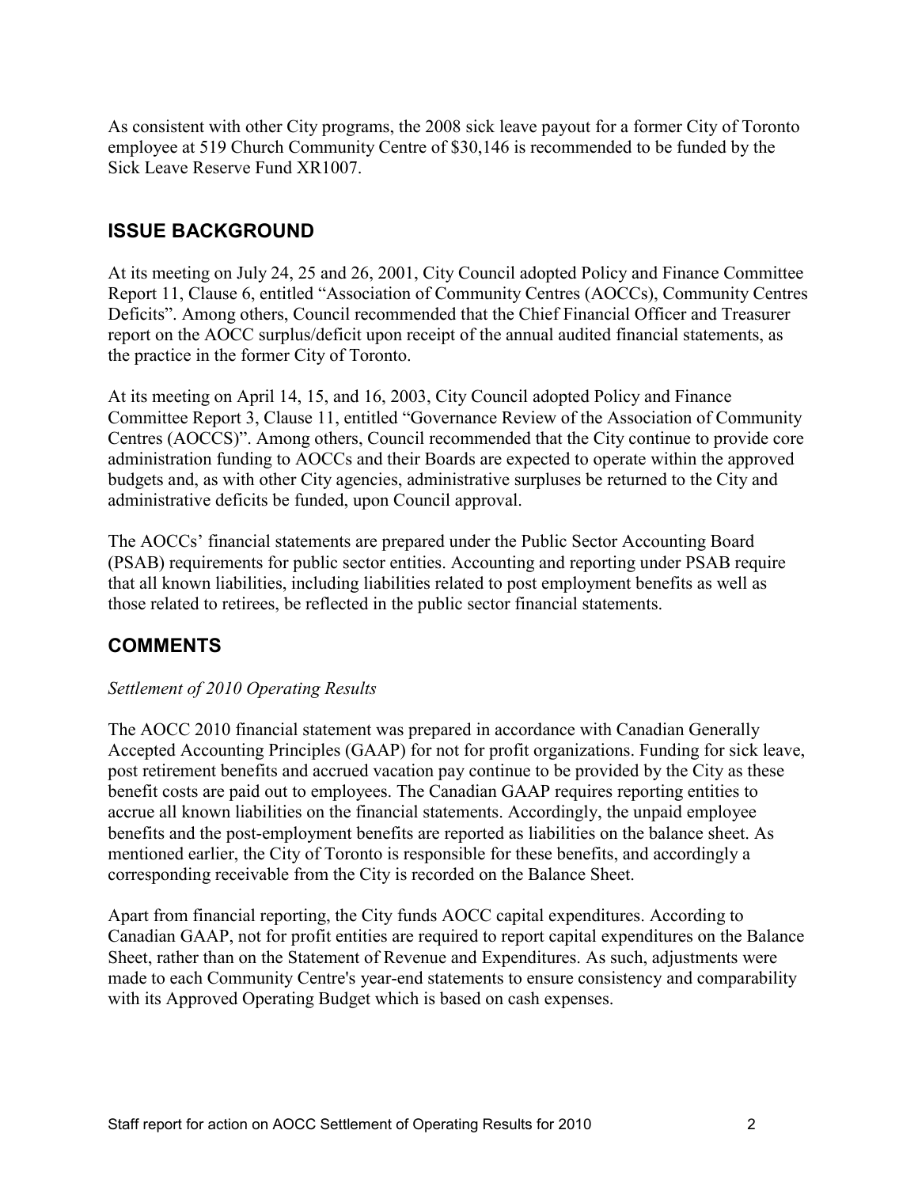As consistent with other City programs, the 2008 sick leave payout for a former City of Toronto employee at 519 Church Community Centre of $30,146 is recommended to be funded by the Sick Leave Reserve Fund XR1007.

## ISSUE BACKGROUND

At its meeting on July 24, 25 and 26, 2001, City Council adopted Policy and Finance Committee Report 11, Clause 6, entitled "Association of Community Centres (AOCCs), Community Centres Deficits". Among others, Council recommended that the Chief Financial Officer and Treasurer report on the AOCC surplus/deficit upon receipt of the annual audited financial statements, as the practice in the former City of Toronto.

At its meeting on April 14, 15, and 16, 2003, City Council adopted Policy and Finance Committee Report 3, Clause 11, entitled "Governance Review of the Association of Community Centres (AOCCS)". Among others, Council recommended that the City continue to provide core administration funding to AOCCs and their Boards are expected to operate within the approved budgets and, as with other City agencies, administrative surpluses be returned to the City and administrative deficits be funded, upon Council approval.

The AOCCs' financial statements are prepared under the Public Sector Accounting Board (PSAB) requirements for public sector entities. Accounting and reporting under PSAB require that all known liabilities, including liabilities related to post employment benefits as well as those related to retirees, be reflected in the public sector financial statements.

## COMMENTS

*Settlement of 2010 Operating Results*

The AOCC 2010 financial statement was prepared in accordance with Canadian Generally Accepted Accounting Principles (GAAP) for not for profit organizations. Funding for sick leave, post retirement benefits and accrued vacation pay continue to be provided by the City as these benefit costs are paid out to employees. The Canadian GAAP requires reporting entities to accrue all known liabilities on the financial statements. Accordingly, the unpaid employee benefits and the post-employment benefits are reported as liabilities on the balance sheet. As mentioned earlier, the City of Toronto is responsible for these benefits, and accordingly a corresponding receivable from the City is recorded on the Balance Sheet.

Apart from financial reporting, the City funds AOCC capital expenditures. According to Canadian GAAP, not for profit entities are required to report capital expenditures on the Balance Sheet, rather than on the Statement of Revenue and Expenditures. As such, adjustments were made to each Community Centre's year-end statements to ensure consistency and comparability with its Approved Operating Budget which is based on cash expenses.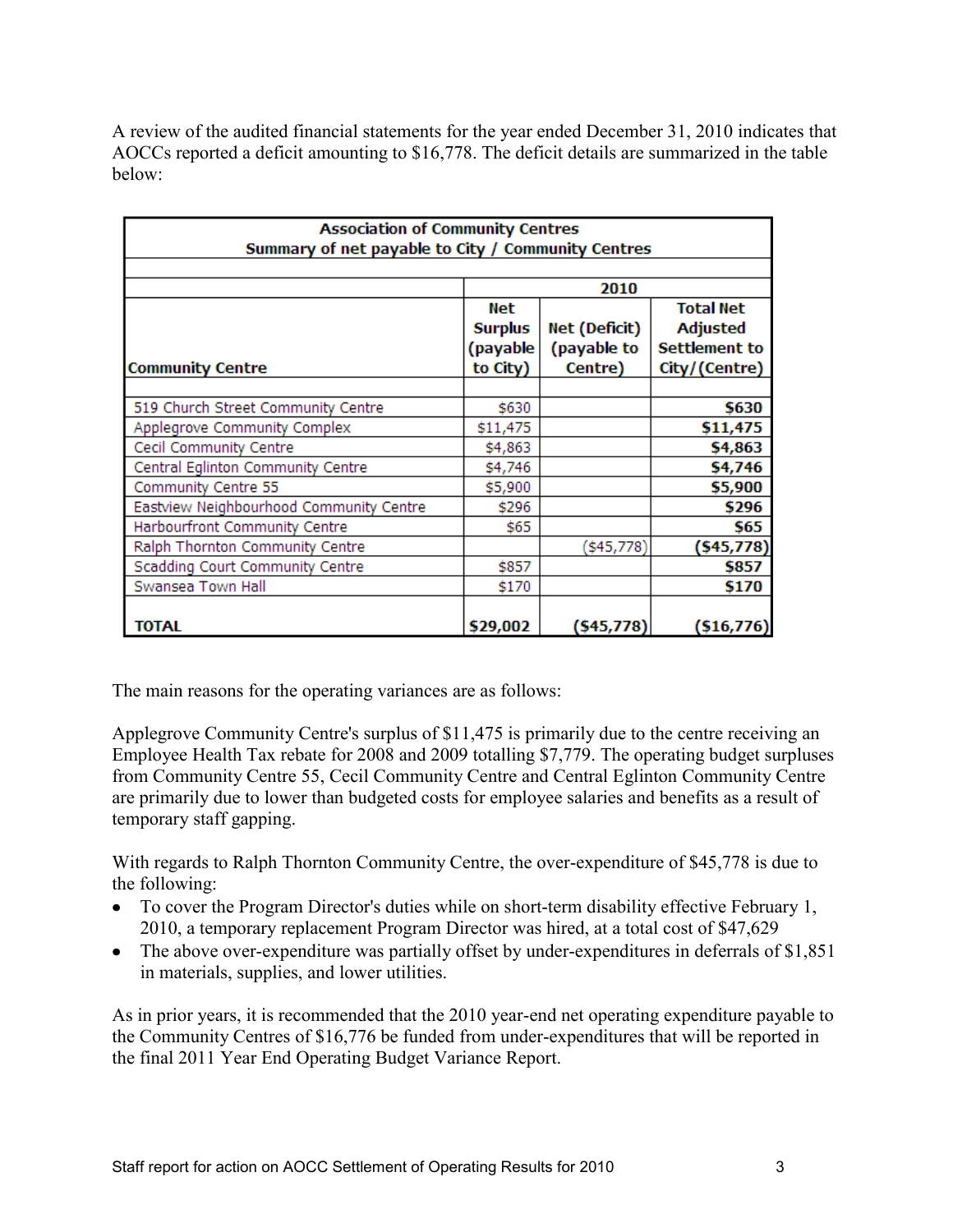A review of the audited financial statements for the year ended December 31, 2010 indicates that AOCCs reported a deficit amounting to $16,778. The deficit details are summarized in the table below:

| Association of Community Centres<br>Summary of net payable to City / Community Centres | | | |
|---|---|---|---|
| | 2010 | | |
| **Community Centre** | **Net Surplus (payable to City)** | **Net (Deficit) (payable to Centre)** | **Total Net Adjusted Settlement to City/(Centre)** |
| 519 Church Street Community Centre | $630 | | **$630** |
| Applegrove Community Complex | $11,475 | | **$11,475** |
| Cecil Community Centre | $4,863 | | **$4,863** |
| Central Eglinton Community Centre | $4,746 | | **$4,746** |
| Community Centre 55 | $5,900 | | **$5,900** |
| Eastview Neighbourhood Community Centre | $296 | | **$296** |
| Harbourfront Community Centre | $65 | | **$65** |
| Ralph Thornton Community Centre | | ($45,778) | **($45,778)** |
| Scadding Court Community Centre | $857 | | **$857** |
| Swansea Town Hall | $170 | | **$170** |
| **TOTAL** | **$29,002** | **($45,778)** | **($16,776)** |

The main reasons for the operating variances are as follows:

Applegrove Community Centre's surplus of $11,475 is primarily due to the centre receiving an Employee Health Tax rebate for 2008 and 2009 totalling $7,779. The operating budget surpluses from Community Centre 55, Cecil Community Centre and Central Eglinton Community Centre are primarily due to lower than budgeted costs for employee salaries and benefits as a result of temporary staff gapping.

With regards to Ralph Thornton Community Centre, the over-expenditure of $45,778 is due to the following:

- To cover the Program Director's duties while on short-term disability effective February 1, 2010, a temporary replacement Program Director was hired, at a total cost of $47,629
- The above over-expenditure was partially offset by under-expenditures in deferrals of $1,851 in materials, supplies, and lower utilities.

As in prior years, it is recommended that the 2010 year-end net operating expenditure payable to the Community Centres of $16,776 be funded from under-expenditures that will be reported in the final 2011 Year End Operating Budget Variance Report.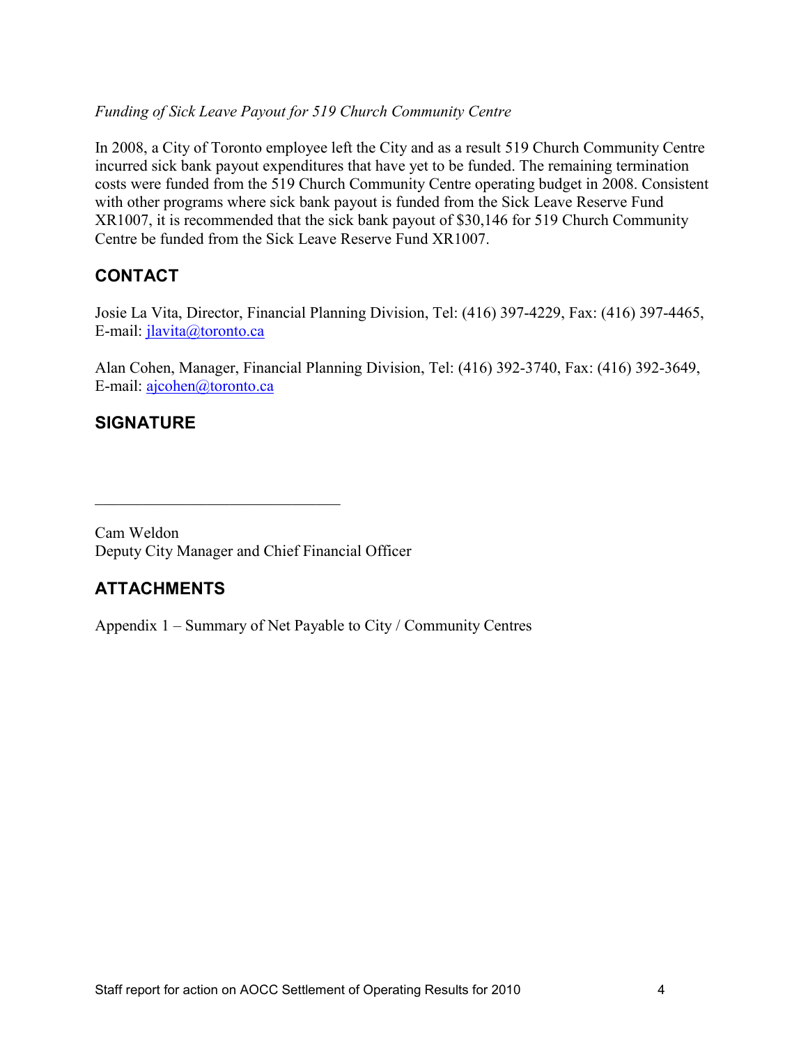*Funding of Sick Leave Payout for 519 Church Community Centre*

In 2008, a City of Toronto employee left the City and as a result 519 Church Community Centre incurred sick bank payout expenditures that have yet to be funded. The remaining termination costs were funded from the 519 Church Community Centre operating budget in 2008. Consistent with other programs where sick bank payout is funded from the Sick Leave Reserve Fund XR1007, it is recommended that the sick bank payout of $30,146 for 519 Church Community Centre be funded from the Sick Leave Reserve Fund XR1007.

## CONTACT

Josie La Vita, Director, Financial Planning Division, Tel: (416) 397-4229, Fax: (416) 397-4465, E-mail: jlavita@toronto.ca

Alan Cohen, Manager, Financial Planning Division, Tel: (416) 392-3740, Fax: (416) 392-3649, E-mail: ajcohen@toronto.ca

## SIGNATURE

_______________________________

Cam Weldon
Deputy City Manager and Chief Financial Officer

## ATTACHMENTS

Appendix 1 – Summary of Net Payable to City / Community Centres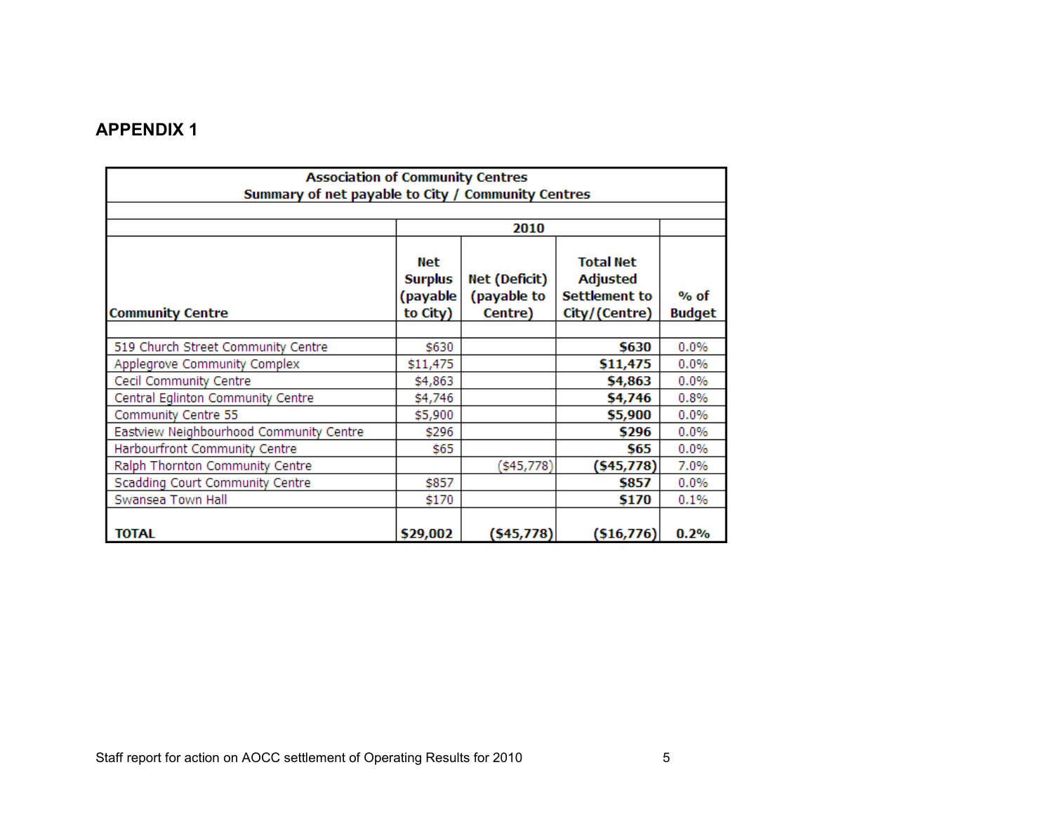## APPENDIX 1

| Association of Community Centres<br>Summary of net payable to City / Community Centres | | | | |
|---|---|---|---|---|
| | 2010 | | | |
| Community Centre | Net Surplus (payable to City) | Net (Deficit) (payable to Centre) | Total Net Adjusted Settlement to City/(Centre) | % of Budget |
| 519 Church Street Community Centre | $630 | | **$630** | 0.0% |
| Applegrove Community Complex | $11,475 | | **$11,475** | 0.0% |
| Cecil Community Centre | $4,863 | | **$4,863** | 0.0% |
| Central Eglinton Community Centre | $4,746 | | **$4,746** | 0.8% |
| Community Centre 55 | $5,900 | | **$5,900** | 0.0% |
| Eastview Neighbourhood Community Centre | $296 | | **$296** | 0.0% |
| Harbourfront Community Centre | $65 | | **$65** | 0.0% |
| Ralph Thornton Community Centre | | ($45,778) | **($45,778)** | 7.0% |
| Scadding Court Community Centre | $857 | | **$857** | 0.0% |
| Swansea Town Hall | $170 | | **$170** | 0.1% |
| **TOTAL** | **$29,002** | **($45,778)** | **($16,776)** | **0.2%** |

Staff report for action on AOCC settlement of Operating Results for 2010